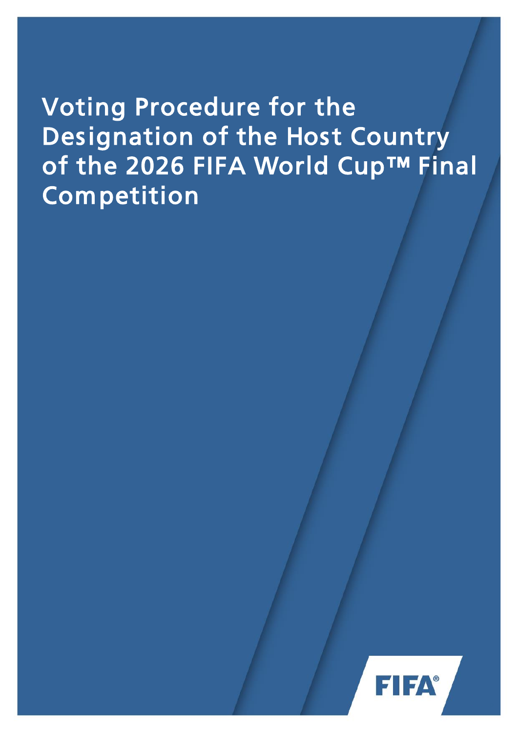# Voting Procedure for the Designation of the Host Country of the 2026 FIFA World Cup™ Final Competition

FIFA®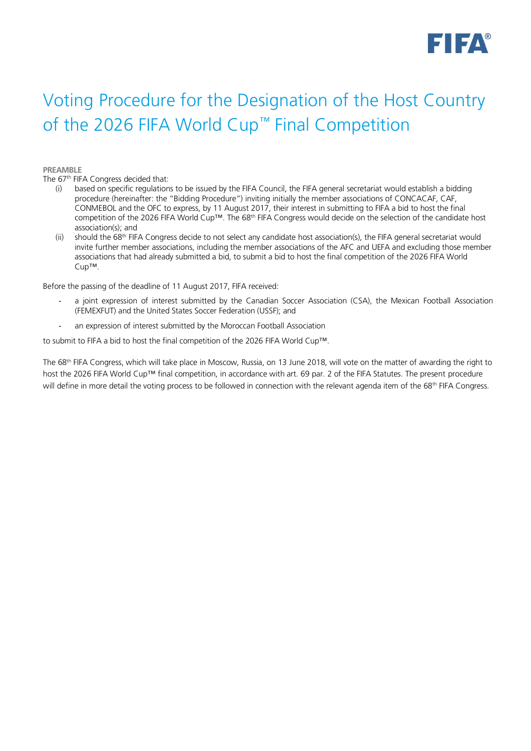# Voting Procedure for the Designation of the Host Country of the 2026 FIFA World Cup™ Final Competition

**PREAMBLE**

The 67th FIFA Congress decided that:

(i) based on specific regulations to be issued by the FIFA Council, the FIFA general secretariat would establish a bidding procedure (hereinafter: the "Bidding Procedure") inviting initially the member associations of CONCACAF, CAF, CONMEBOL and the OFC to express, by 11 August 2017, their interest in submitting to FIFA a bid to host the final competition of the 2026 FIFA World Cup™. The 68th FIFA Congress would decide on the selection of the candidate host association(s); and

(ii) should the 68th FIFA Congress decide to not select any candidate host association(s), the FIFA general secretariat would invite further member associations, including the member associations of the AFC and UEFA and excluding those member associations that had already submitted a bid, to submit a bid to host the final competition of the 2026 FIFA World Cup™.

Before the passing of the deadline of 11 August 2017, FIFA received:

- a joint expression of interest submitted by the Canadian Soccer Association (CSA), the Mexican Football Association (FEMEXFUT) and the United States Soccer Federation (USSF); and
- an expression of interest submitted by the Moroccan Football Association

to submit to FIFA a bid to host the final competition of the 2026 FIFA World Cup™.

The 68th FIFA Congress, which will take place in Moscow, Russia, on 13 June 2018, will vote on the matter of awarding the right to host the 2026 FIFA World Cup™ final competition, in accordance with art. 69 par. 2 of the FIFA Statutes. The present procedure will define in more detail the voting process to be followed in connection with the relevant agenda item of the 68th FIFA Congress.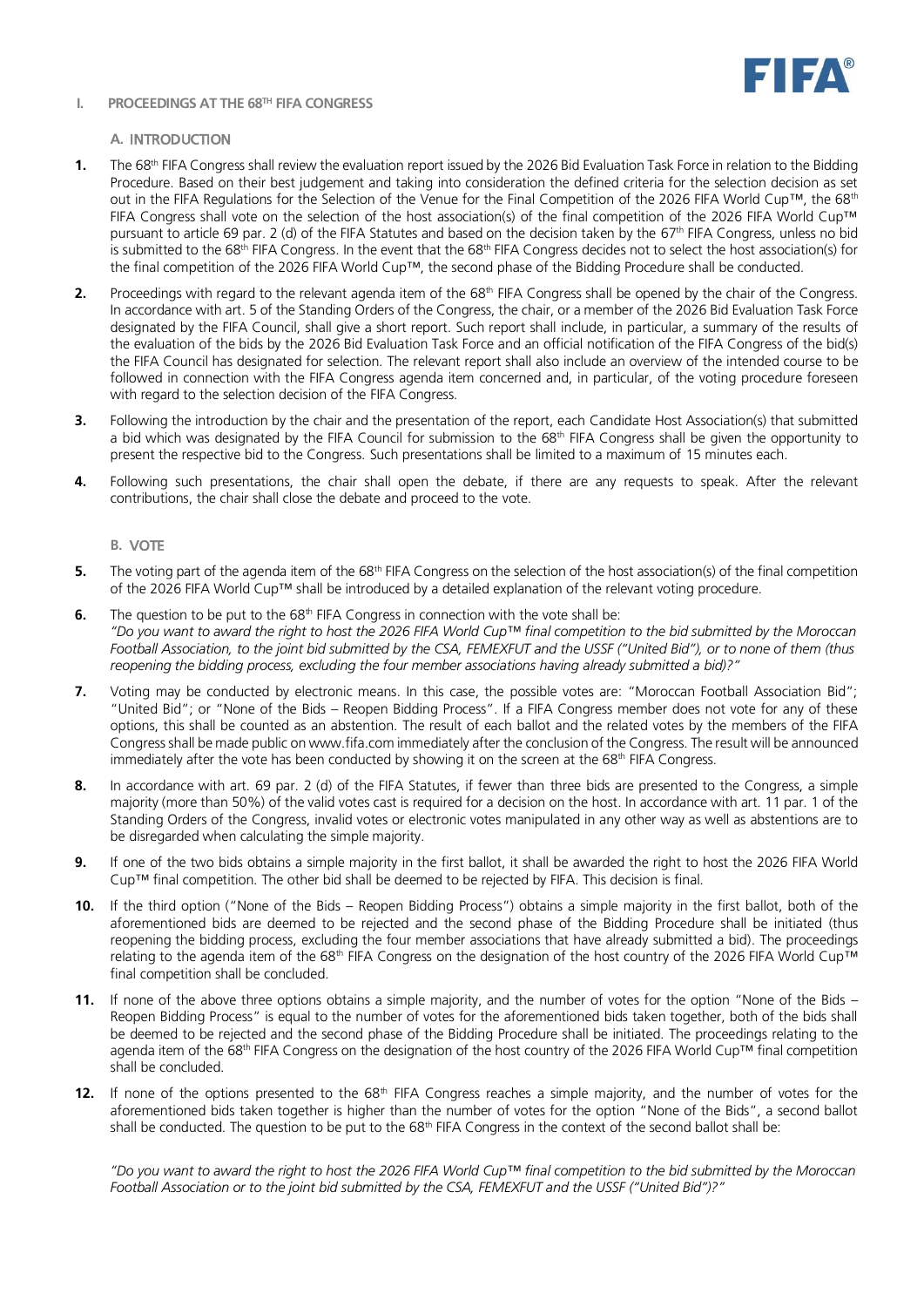## I. PROCEEDINGS AT THE 68TH FIFA CONGRESS

### A. INTRODUCTION

**1.** The 68th FIFA Congress shall review the evaluation report issued by the 2026 Bid Evaluation Task Force in relation to the Bidding Procedure. Based on their best judgement and taking into consideration the defined criteria for the selection decision as set out in the FIFA Regulations for the Selection of the Venue for the Final Competition of the 2026 FIFA World Cup™, the 68th FIFA Congress shall vote on the selection of the host association(s) of the final competition of the 2026 FIFA World Cup™ pursuant to article 69 par. 2 (d) of the FIFA Statutes and based on the decision taken by the 67th FIFA Congress, unless no bid is submitted to the 68th FIFA Congress. In the event that the 68th FIFA Congress decides not to select the host association(s) for the final competition of the 2026 FIFA World Cup™, the second phase of the Bidding Procedure shall be conducted.

**2.** Proceedings with regard to the relevant agenda item of the 68th FIFA Congress shall be opened by the chair of the Congress. In accordance with art. 5 of the Standing Orders of the Congress, the chair, or a member of the 2026 Bid Evaluation Task Force designated by the FIFA Council, shall give a short report. Such report shall include, in particular, a summary of the results of the evaluation of the bids by the 2026 Bid Evaluation Task Force and an official notification of the FIFA Congress of the bid(s) the FIFA Council has designated for selection. The relevant report shall also include an overview of the intended course to be followed in connection with the FIFA Congress agenda item concerned and, in particular, of the voting procedure foreseen with regard to the selection decision of the FIFA Congress.

**3.** Following the introduction by the chair and the presentation of the report, each Candidate Host Association(s) that submitted a bid which was designated by the FIFA Council for submission to the 68th FIFA Congress shall be given the opportunity to present the respective bid to the Congress. Such presentations shall be limited to a maximum of 15 minutes each.

**4.** Following such presentations, the chair shall open the debate, if there are any requests to speak. After the relevant contributions, the chair shall close the debate and proceed to the vote.

### B. VOTE

**5.** The voting part of the agenda item of the 68th FIFA Congress on the selection of the host association(s) of the final competition of the 2026 FIFA World Cup™ shall be introduced by a detailed explanation of the relevant voting procedure.

**6.** The question to be put to the 68th FIFA Congress in connection with the vote shall be:
*"Do you want to award the right to host the 2026 FIFA World Cup™ final competition to the bid submitted by the Moroccan Football Association, to the joint bid submitted by the CSA, FEMEXFUT and the USSF ("United Bid"), or to none of them (thus reopening the bidding process, excluding the four member associations having already submitted a bid)?"*

**7.** Voting may be conducted by electronic means. In this case, the possible votes are: "Moroccan Football Association Bid"; "United Bid"; or "None of the Bids – Reopen Bidding Process". If a FIFA Congress member does not vote for any of these options, this shall be counted as an abstention. The result of each ballot and the related votes by the members of the FIFA Congress shall be made public on www.fifa.com immediately after the conclusion of the Congress. The result will be announced immediately after the vote has been conducted by showing it on the screen at the 68th FIFA Congress.

**8.** In accordance with art. 69 par. 2 (d) of the FIFA Statutes, if fewer than three bids are presented to the Congress, a simple majority (more than 50%) of the valid votes cast is required for a decision on the host. In accordance with art. 11 par. 1 of the Standing Orders of the Congress, invalid votes or electronic votes manipulated in any other way as well as abstentions are to be disregarded when calculating the simple majority.

**9.** If one of the two bids obtains a simple majority in the first ballot, it shall be awarded the right to host the 2026 FIFA World Cup™ final competition. The other bid shall be deemed to be rejected by FIFA. This decision is final.

**10.** If the third option ("None of the Bids – Reopen Bidding Process") obtains a simple majority in the first ballot, both of the aforementioned bids are deemed to be rejected and the second phase of the Bidding Procedure shall be initiated (thus reopening the bidding process, excluding the four member associations that have already submitted a bid). The proceedings relating to the agenda item of the 68th FIFA Congress on the designation of the host country of the 2026 FIFA World Cup™ final competition shall be concluded.

**11.** If none of the above three options obtains a simple majority, and the number of votes for the option "None of the Bids – Reopen Bidding Process" is equal to the number of votes for the aforementioned bids taken together, both of the bids shall be deemed to be rejected and the second phase of the Bidding Procedure shall be initiated. The proceedings relating to the agenda item of the 68th FIFA Congress on the designation of the host country of the 2026 FIFA World Cup™ final competition shall be concluded.

**12.** If none of the options presented to the 68th FIFA Congress reaches a simple majority, and the number of votes for the aforementioned bids taken together is higher than the number of votes for the option "None of the Bids", a second ballot shall be conducted. The question to be put to the 68th FIFA Congress in the context of the second ballot shall be:

*"Do you want to award the right to host the 2026 FIFA World Cup™ final competition to the bid submitted by the Moroccan Football Association or to the joint bid submitted by the CSA, FEMEXFUT and the USSF ("United Bid")?"*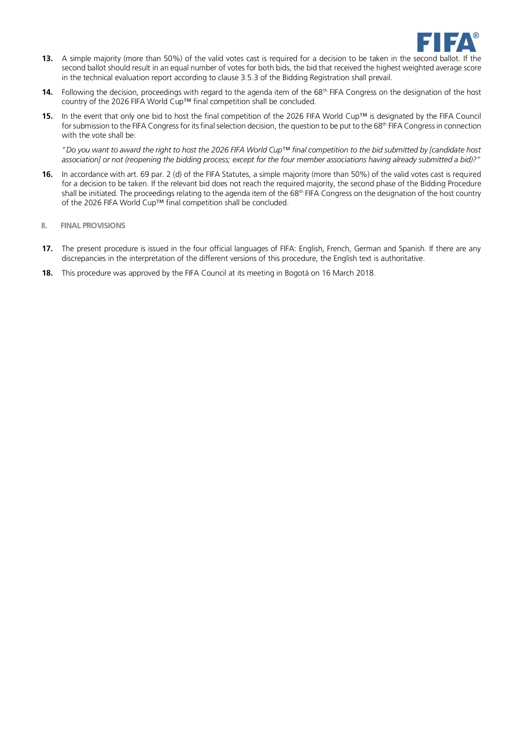**13.** A simple majority (more than 50%) of the valid votes cast is required for a decision to be taken in the second ballot. If the second ballot should result in an equal number of votes for both bids, the bid that received the highest weighted average score in the technical evaluation report according to clause 3.5.3 of the Bidding Registration shall prevail.

**14.** Following the decision, proceedings with regard to the agenda item of the 68th FIFA Congress on the designation of the host country of the 2026 FIFA World Cup™ final competition shall be concluded.

**15.** In the event that only one bid to host the final competition of the 2026 FIFA World Cup™ is designated by the FIFA Council for submission to the FIFA Congress for its final selection decision, the question to be put to the 68th FIFA Congress in connection with the vote shall be:

"*Do you want to award the right to host the 2026 FIFA World Cup™ final competition to the bid submitted by [candidate host association] or not (reopening the bidding process; except for the four member associations having already submitted a bid)?*"

**16.** In accordance with art. 69 par. 2 (d) of the FIFA Statutes, a simple majority (more than 50%) of the valid votes cast is required for a decision to be taken. If the relevant bid does not reach the required majority, the second phase of the Bidding Procedure shall be initiated. The proceedings relating to the agenda item of the 68th FIFA Congress on the designation of the host country of the 2026 FIFA World Cup™ final competition shall be concluded.

## II. FINAL PROVISIONS

**17.** The present procedure is issued in the four official languages of FIFA: English, French, German and Spanish. If there are any discrepancies in the interpretation of the different versions of this procedure, the English text is authoritative.

**18.** This procedure was approved by the FIFA Council at its meeting in Bogotá on 16 March 2018.